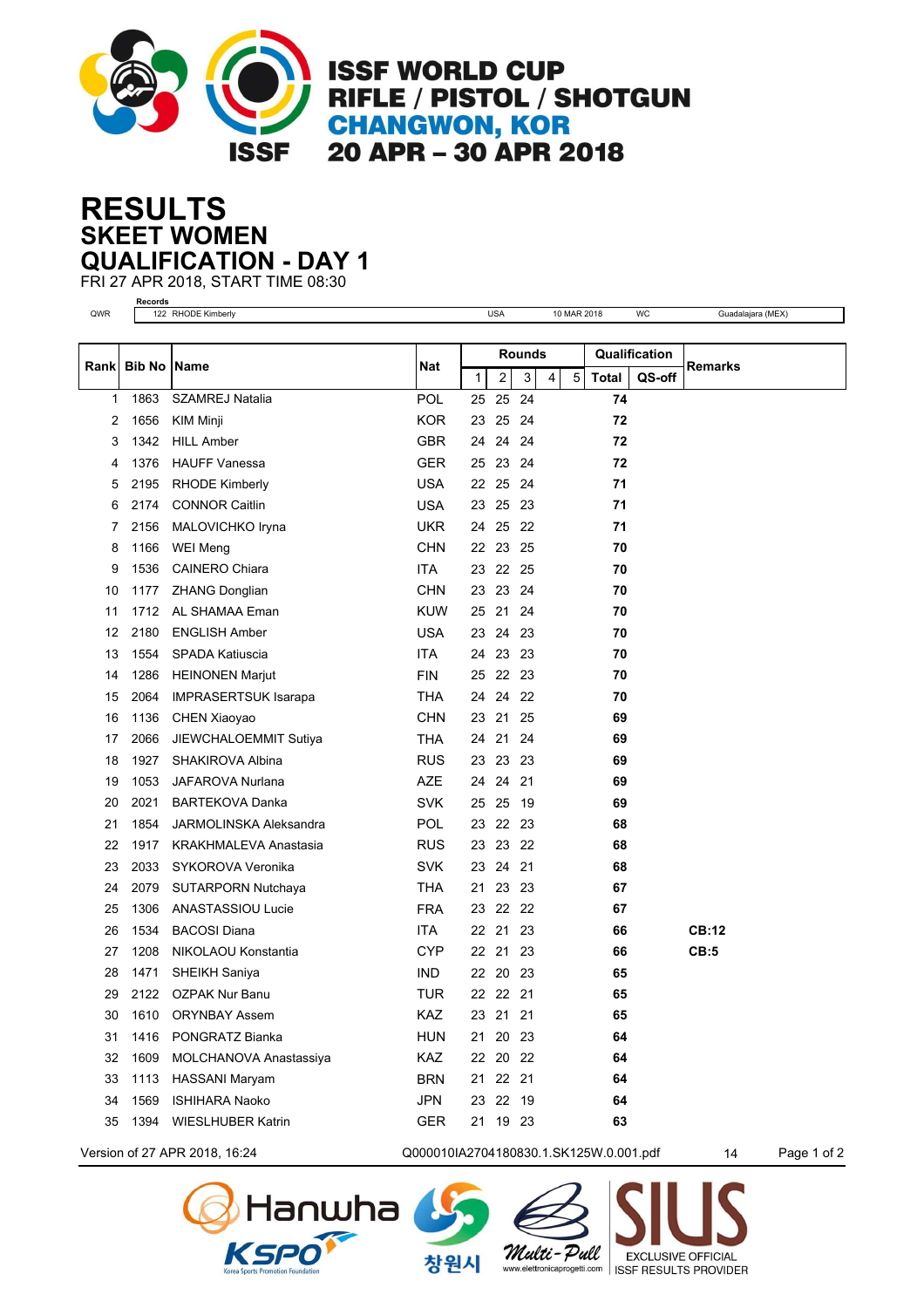# ISSF WORLD CUP
## RIFLE / PISTOL / SHOTGUN
## CHANGWON, KOR
## 20 APR – 30 APR 2018

# RESULTS
## SKEET WOMEN
## QUALIFICATION - DAY 1

FRI 27 APR 2018, START TIME 08:30

**Records**

| | | | | | |
|---|---|---|---|---|---|
| QWR | 122 RHODE Kimberly | USA | 10 MAR 2018 | WC | Guadalajara (MEX) |

| Rank | Bib No | Name | Nat | Rounds | | | | | Qualification | | Remarks |
|---|---|---|---|---|---|---|---|---|---|---|---|
| | | | | 1 | 2 | 3 | 4 | 5 | Total | QS-off | |
| 1 | 1863 | SZAMREJ Natalia | POL | 25 | 25 | 24 | | | 74 | | |
| 2 | 1656 | KIM Minji | KOR | 23 | 25 | 24 | | | 72 | | |
| 3 | 1342 | HILL Amber | GBR | 24 | 24 | 24 | | | 72 | | |
| 4 | 1376 | HAUFF Vanessa | GER | 25 | 23 | 24 | | | 72 | | |
| 5 | 2195 | RHODE Kimberly | USA | 22 | 25 | 24 | | | 71 | | |
| 6 | 2174 | CONNOR Caitlin | USA | 23 | 25 | 23 | | | 71 | | |
| 7 | 2156 | MALOVICHKO Iryna | UKR | 24 | 25 | 22 | | | 71 | | |
| 8 | 1166 | WEI Meng | CHN | 22 | 23 | 25 | | | 70 | | |
| 9 | 1536 | CAINERO Chiara | ITA | 23 | 22 | 25 | | | 70 | | |
| 10 | 1177 | ZHANG Donglian | CHN | 23 | 23 | 24 | | | 70 | | |
| 11 | 1712 | AL SHAMAA Eman | KUW | 25 | 21 | 24 | | | 70 | | |
| 12 | 2180 | ENGLISH Amber | USA | 23 | 24 | 23 | | | 70 | | |
| 13 | 1554 | SPADA Katiuscia | ITA | 24 | 23 | 23 | | | 70 | | |
| 14 | 1286 | HEINONEN Marjut | FIN | 25 | 22 | 23 | | | 70 | | |
| 15 | 2064 | IMPRASERTSUK Isarapa | THA | 24 | 24 | 22 | | | 70 | | |
| 16 | 1136 | CHEN Xiaoyao | CHN | 23 | 21 | 25 | | | 69 | | |
| 17 | 2066 | JIEWCHALOEMMIT Sutiya | THA | 24 | 21 | 24 | | | 69 | | |
| 18 | 1927 | SHAKIROVA Albina | RUS | 23 | 23 | 23 | | | 69 | | |
| 19 | 1053 | JAFAROVA Nurlana | AZE | 24 | 24 | 21 | | | 69 | | |
| 20 | 2021 | BARTEKOVA Danka | SVK | 25 | 25 | 19 | | | 69 | | |
| 21 | 1854 | JARMOLINSKA Aleksandra | POL | 23 | 22 | 23 | | | 68 | | |
| 22 | 1917 | KRAKHMALEVA Anastasia | RUS | 23 | 23 | 22 | | | 68 | | |
| 23 | 2033 | SYKOROVA Veronika | SVK | 23 | 24 | 21 | | | 68 | | |
| 24 | 2079 | SUTARPORN Nutchaya | THA | 21 | 23 | 23 | | | 67 | | |
| 25 | 1306 | ANASTASSIOU Lucie | FRA | 23 | 22 | 22 | | | 67 | | |
| 26 | 1534 | BACOSI Diana | ITA | 22 | 21 | 23 | | | 66 | | CB:12 |
| 27 | 1208 | NIKOLAOU Konstantia | CYP | 22 | 21 | 23 | | | 66 | | CB:5 |
| 28 | 1471 | SHEIKH Saniya | IND | 22 | 20 | 23 | | | 65 | | |
| 29 | 2122 | OZPAK Nur Banu | TUR | 22 | 22 | 21 | | | 65 | | |
| 30 | 1610 | ORYNBAY Assem | KAZ | 23 | 21 | 21 | | | 65 | | |
| 31 | 1416 | PONGRATZ Bianka | HUN | 21 | 20 | 23 | | | 64 | | |
| 32 | 1609 | MOLCHANOVA Anastassiya | KAZ | 22 | 20 | 22 | | | 64 | | |
| 33 | 1113 | HASSANI Maryam | BRN | 21 | 22 | 21 | | | 64 | | |
| 34 | 1569 | ISHIHARA Naoko | JPN | 23 | 22 | 19 | | | 64 | | |
| 35 | 1394 | WIESLHUBER Katrin | GER | 21 | 19 | 23 | | | 63 | | |

Version of 27 APR 2018, 16:24 Q000010IA2704180830.1.SK125W.0.001.pdf 14

Hanwha KSPO Korea Sports Promotion Foundation 창원시 Multi-Pull www.elettronicaprogetti.com SIUS EXCLUSIVE OFFICIAL ISSF RESULTS PROVIDER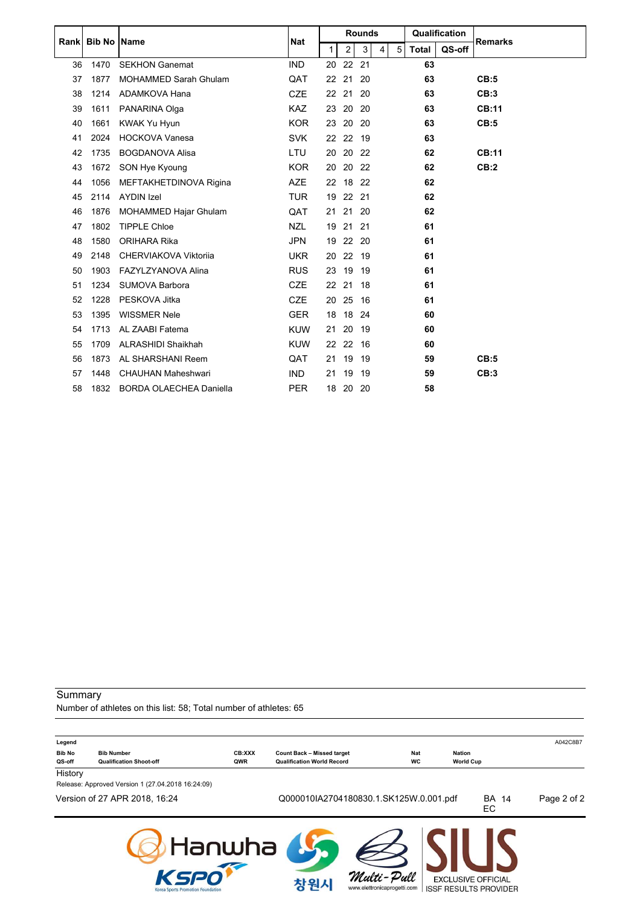| Rank | Bib No | Name | Nat | Rounds | | | | | Qualification | | Remarks |
|---|---|---|---|---|---|---|---|---|---|---|---|
| | | | | 1 | 2 | 3 | 4 | 5 | Total | QS-off | |
| 36 | 1470 | SEKHON Ganemat | IND | 20 | 22 | 21 | | | **63** | | |
| 37 | 1877 | MOHAMMED Sarah Ghulam | QAT | 22 | 21 | 20 | | | **63** | | **CB:5** |
| 38 | 1214 | ADAMKOVA Hana | CZE | 22 | 21 | 20 | | | **63** | | **CB:3** |
| 39 | 1611 | PANARINA Olga | KAZ | 23 | 20 | 20 | | | **63** | | **CB:11** |
| 40 | 1661 | KWAK Yu Hyun | KOR | 23 | 20 | 20 | | | **63** | | **CB:5** |
| 41 | 2024 | HOCKOVA Vanesa | SVK | 22 | 22 | 19 | | | **63** | | |
| 42 | 1735 | BOGDANOVA Alisa | LTU | 20 | 20 | 22 | | | **62** | | **CB:11** |
| 43 | 1672 | SON Hye Kyoung | KOR | 20 | 20 | 22 | | | **62** | | **CB:2** |
| 44 | 1056 | MEFTAKHETDINOVA Rigina | AZE | 22 | 18 | 22 | | | **62** | | |
| 45 | 2114 | AYDIN Izel | TUR | 19 | 22 | 21 | | | **62** | | |
| 46 | 1876 | MOHAMMED Hajar Ghulam | QAT | 21 | 21 | 20 | | | **62** | | |
| 47 | 1802 | TIPPLE Chloe | NZL | 19 | 21 | 21 | | | **61** | | |
| 48 | 1580 | ORIHARA Rika | JPN | 19 | 22 | 20 | | | **61** | | |
| 49 | 2148 | CHERVIAKOVA Viktoriia | UKR | 20 | 22 | 19 | | | **61** | | |
| 50 | 1903 | FAZYLZYANOVA Alina | RUS | 23 | 19 | 19 | | | **61** | | |
| 51 | 1234 | SUMOVA Barbora | CZE | 22 | 21 | 18 | | | **61** | | |
| 52 | 1228 | PESKOVA Jitka | CZE | 20 | 25 | 16 | | | **61** | | |
| 53 | 1395 | WISSMER Nele | GER | 18 | 18 | 24 | | | **60** | | |
| 54 | 1713 | AL ZAABI Fatema | KUW | 21 | 20 | 19 | | | **60** | | |
| 55 | 1709 | ALRASHIDI Shaikhah | KUW | 22 | 22 | 16 | | | **60** | | |
| 56 | 1873 | AL SHARSHANI Reem | QAT | 21 | 19 | 19 | | | **59** | | **CB:5** |
| 57 | 1448 | CHAUHAN Maheshwari | IND | 21 | 19 | 19 | | | **59** | | **CB:3** |
| 58 | 1832 | BORDA OLAECHEA Daniella | PER | 18 | 20 | 20 | | | **58** | | |

Summary

Number of athletes on this list: 58; Total number of athletes: 65

**Legend**

| | | | | | |
|---|---|---|---|---|---|
| **Bib No** | **Bib Number** | **CB:XXX** | **Count Back – Missed target** | **Nat** | **Nation** |
| **QS-off** | **Qualification Shoot-off** | **QWR** | **Qualification World Record** | **WC** | **World Cup** |

A042C8B7

History

Release: Approved Version 1 (27.04.2018 16:24:09)

Version of 27 APR 2018, 16:24    Q000010IA2704180830.1.SK125W.0.001.pdf    BA 14 EC

Hanwha KSPO Korea Sports Promotion Foundation 창원시 Multi-Pull www.elettronicaprogetti.com SIUS EXCLUSIVE OFFICIAL ISSF RESULTS PROVIDER